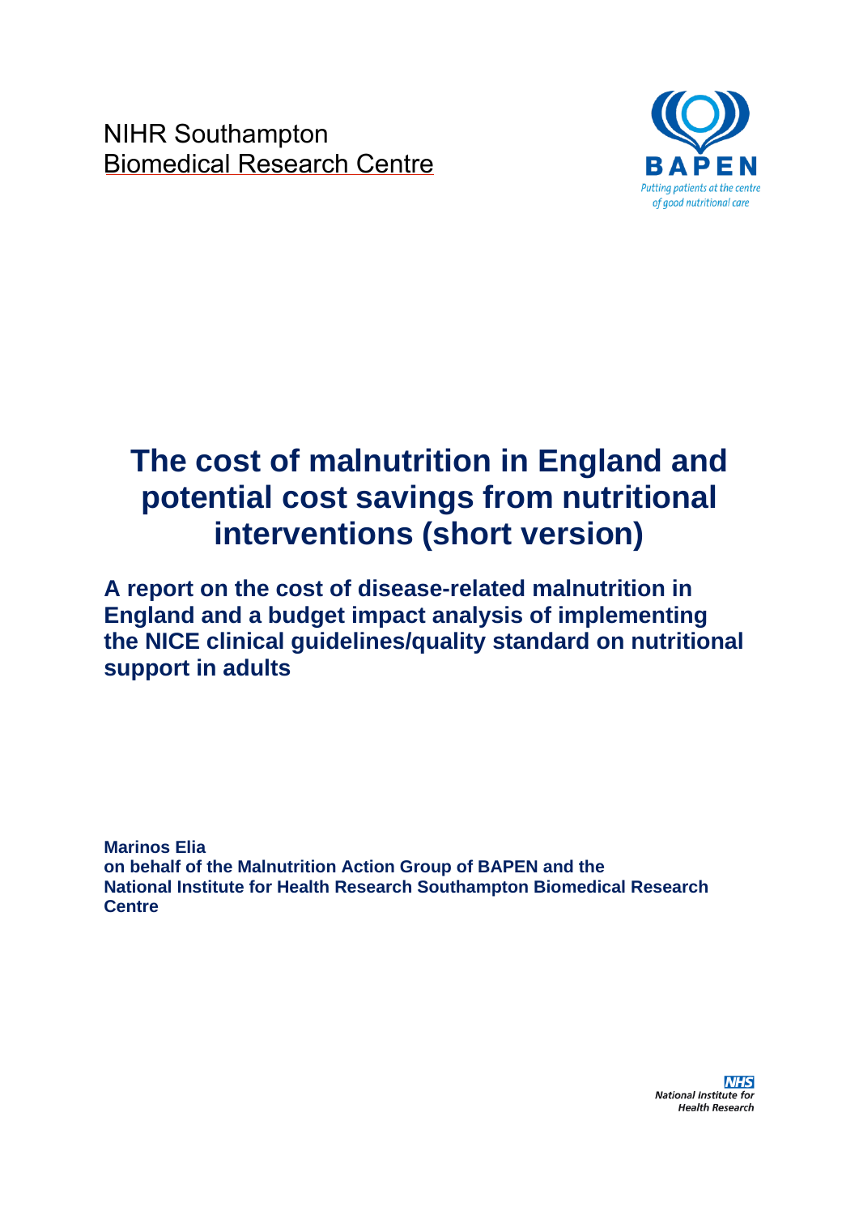NIHR Southampton
Biomedical Research Centre

BAPEN
*Putting patients at the centre of good nutritional care*

# The cost of malnutrition in England and potential cost savings from nutritional interventions (short version)

## A report on the cost of disease-related malnutrition in England and a budget impact analysis of implementing the NICE clinical guidelines/quality standard on nutritional support in adults

**Marinos Elia**
**on behalf of the Malnutrition Action Group of BAPEN and the National Institute for Health Research Southampton Biomedical Research Centre**

NHS
National Institute for Health Research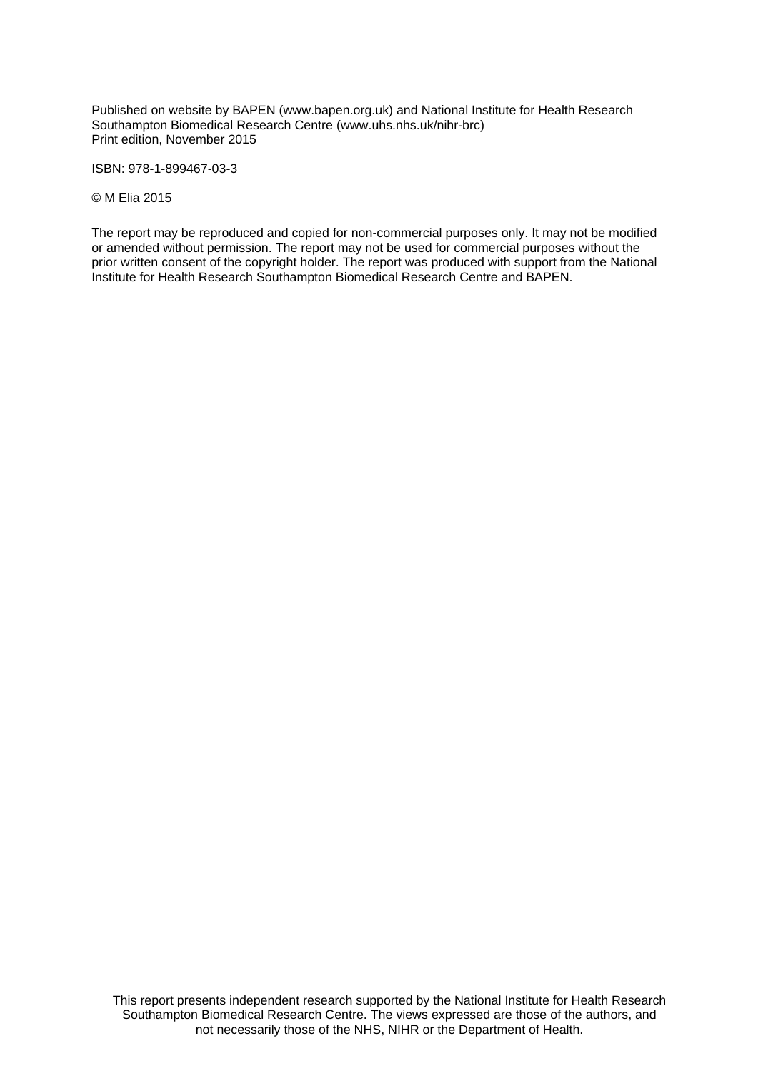Published on website by BAPEN (www.bapen.org.uk) and National Institute for Health Research Southampton Biomedical Research Centre (www.uhs.nhs.uk/nihr-brc)
Print edition, November 2015

ISBN: 978-1-899467-03-3

© M Elia 2015

The report may be reproduced and copied for non-commercial purposes only. It may not be modified or amended without permission. The report may not be used for commercial purposes without the prior written consent of the copyright holder. The report was produced with support from the National Institute for Health Research Southampton Biomedical Research Centre and BAPEN.

This report presents independent research supported by the National Institute for Health Research Southampton Biomedical Research Centre. The views expressed are those of the authors, and not necessarily those of the NHS, NIHR or the Department of Health.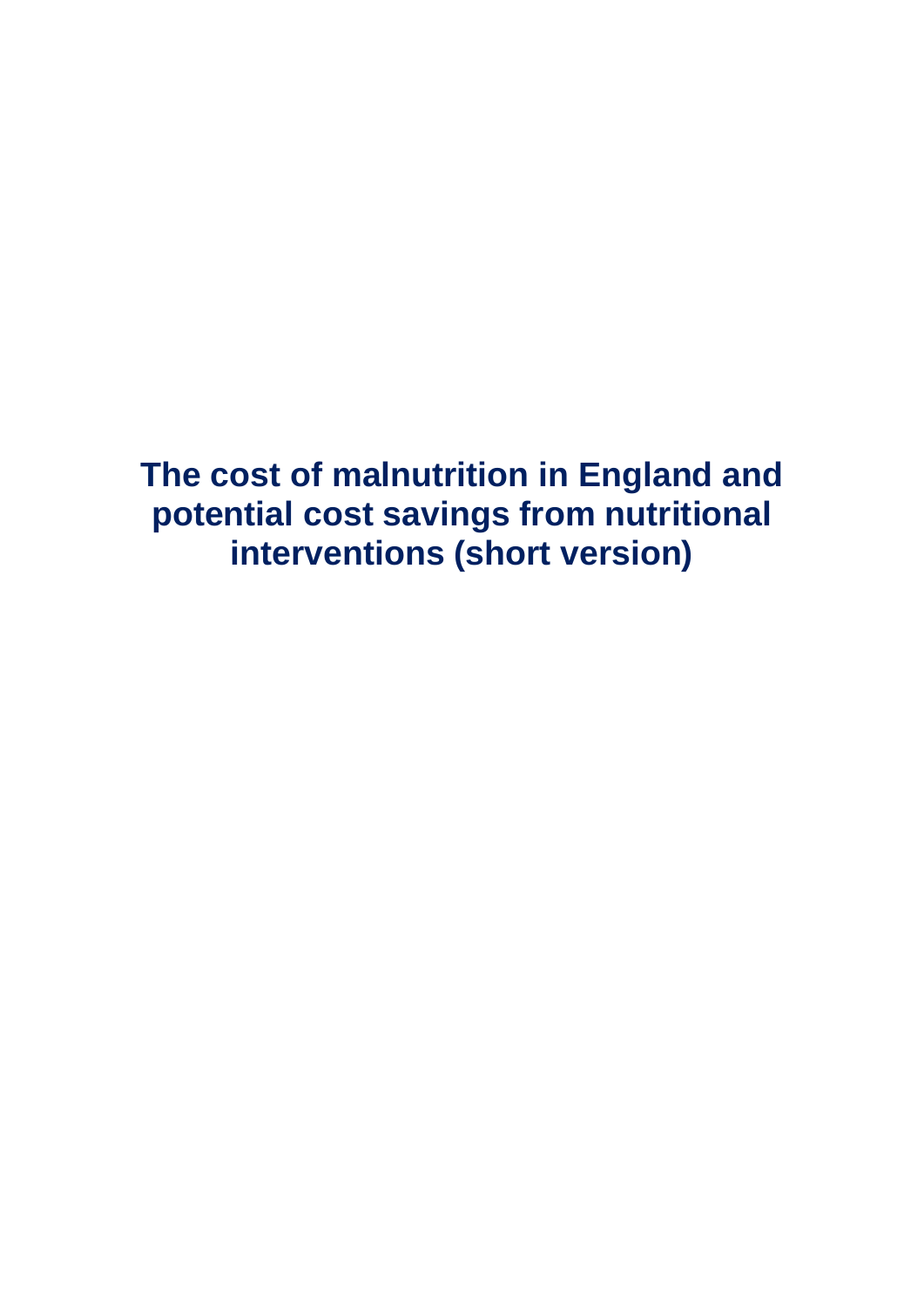# The cost of malnutrition in England and potential cost savings from nutritional interventions (short version)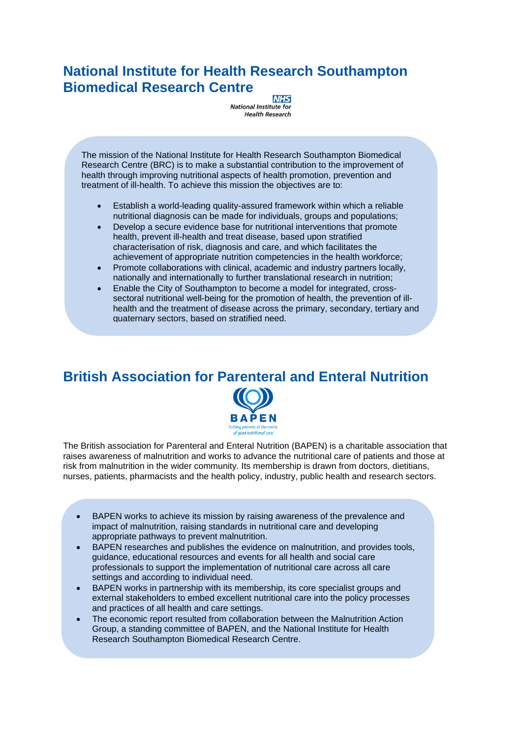## National Institute for Health Research Southampton Biomedical Research Centre

NHS
National Institute for Health Research

The mission of the National Institute for Health Research Southampton Biomedical Research Centre (BRC) is to make a substantial contribution to the improvement of health through improving nutritional aspects of health promotion, prevention and treatment of ill-health. To achieve this mission the objectives are to:

- Establish a world-leading quality-assured framework within which a reliable nutritional diagnosis can be made for individuals, groups and populations;
- Develop a secure evidence base for nutritional interventions that promote health, prevent ill-health and treat disease, based upon stratified characterisation of risk, diagnosis and care, and which facilitates the achievement of appropriate nutrition competencies in the health workforce;
- Promote collaborations with clinical, academic and industry partners locally, nationally and internationally to further translational research in nutrition;
- Enable the City of Southampton to become a model for integrated, cross-sectoral nutritional well-being for the promotion of health, the prevention of ill-health and the treatment of disease across the primary, secondary, tertiary and quaternary sectors, based on stratified need.

## British Association for Parenteral and Enteral Nutrition

BAPEN
*Putting patients at the centre of good nutritional care*

The British association for Parenteral and Enteral Nutrition (BAPEN) is a charitable association that raises awareness of malnutrition and works to advance the nutritional care of patients and those at risk from malnutrition in the wider community. Its membership is drawn from doctors, dietitians, nurses, patients, pharmacists and the health policy, industry, public health and research sectors.

- BAPEN works to achieve its mission by raising awareness of the prevalence and impact of malnutrition, raising standards in nutritional care and developing appropriate pathways to prevent malnutrition.
- BAPEN researches and publishes the evidence on malnutrition, and provides tools, guidance, educational resources and events for all health and social care professionals to support the implementation of nutritional care across all care settings and according to individual need.
- BAPEN works in partnership with its membership, its core specialist groups and external stakeholders to embed excellent nutritional care into the policy processes and practices of all health and care settings.
- The economic report resulted from collaboration between the Malnutrition Action Group, a standing committee of BAPEN, and the National Institute for Health Research Southampton Biomedical Research Centre.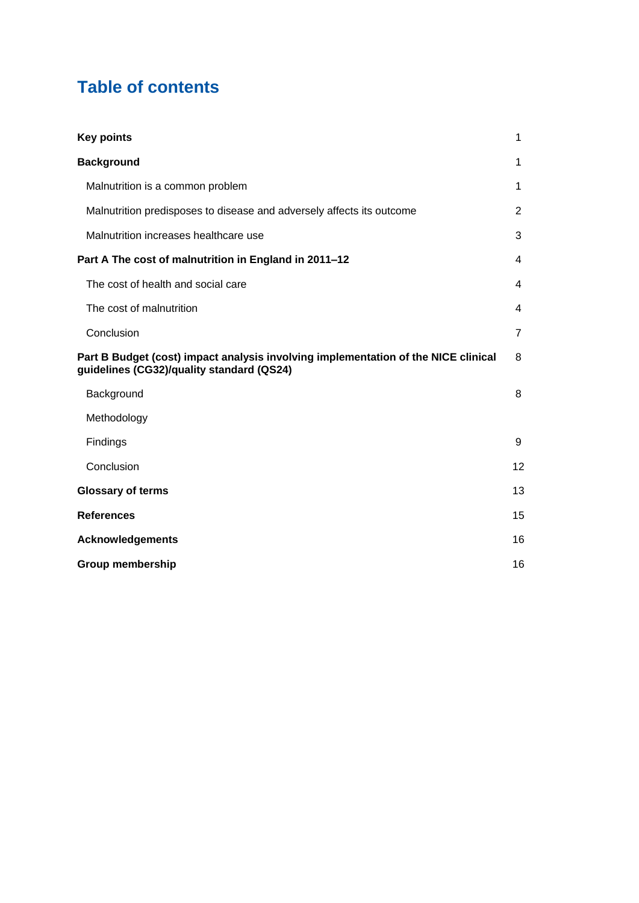# Table of contents

| | |
|---|---|
| **Key points** | 1 |
| **Background** | 1 |
| Malnutrition is a common problem | 1 |
| Malnutrition predisposes to disease and adversely affects its outcome | 2 |
| Malnutrition increases healthcare use | 3 |
| **Part A The cost of malnutrition in England in 2011–12** | 4 |
| The cost of health and social care | 4 |
| The cost of malnutrition | 4 |
| Conclusion | 7 |
| **Part B Budget (cost) impact analysis involving implementation of the NICE clinical guidelines (CG32)/quality standard (QS24)** | 8 |
| Background | 8 |
| Methodology | |
| Findings | 9 |
| Conclusion | 12 |
| **Glossary of terms** | 13 |
| **References** | 15 |
| **Acknowledgements** | 16 |
| **Group membership** | 16 |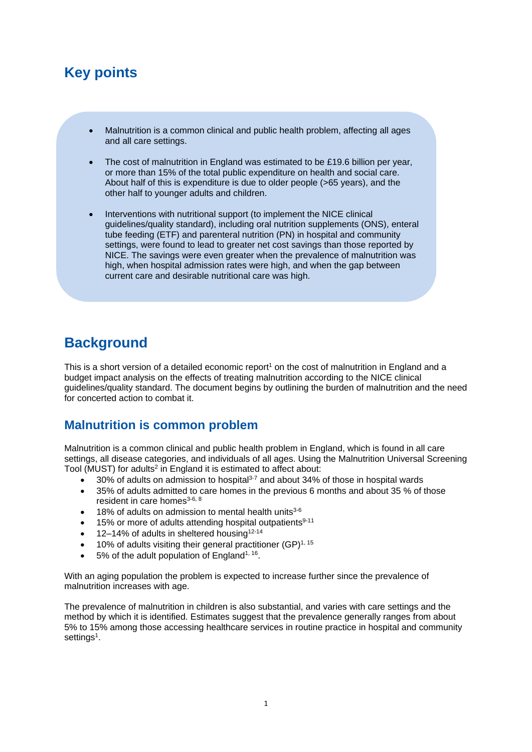## Key points

- Malnutrition is a common clinical and public health problem, affecting all ages and all care settings.
- The cost of malnutrition in England was estimated to be £19.6 billion per year, or more than 15% of the total public expenditure on health and social care. About half of this is expenditure is due to older people (>65 years), and the other half to younger adults and children.
- Interventions with nutritional support (to implement the NICE clinical guidelines/quality standard), including oral nutrition supplements (ONS), enteral tube feeding (ETF) and parenteral nutrition (PN) in hospital and community settings, were found to lead to greater net cost savings than those reported by NICE. The savings were even greater when the prevalence of malnutrition was high, when hospital admission rates were high, and when the gap between current care and desirable nutritional care was high.

## Background

This is a short version of a detailed economic report[1] on the cost of malnutrition in England and a budget impact analysis on the effects of treating malnutrition according to the NICE clinical guidelines/quality standard. The document begins by outlining the burden of malnutrition and the need for concerted action to combat it.

### Malnutrition is common problem

Malnutrition is a common clinical and public health problem in England, which is found in all care settings, all disease categories, and individuals of all ages. Using the Malnutrition Universal Screening Tool (MUST) for adults[2] in England it is estimated to affect about:

- 30% of adults on admission to hospital[3-7] and about 34% of those in hospital wards
- 35% of adults admitted to care homes in the previous 6 months and about 35 % of those resident in care homes[3-6, 8]
- 18% of adults on admission to mental health units[3-6]
- 15% or more of adults attending hospital outpatients[9-11]
- 12–14% of adults in sheltered housing[12-14]
- 10% of adults visiting their general practitioner (GP)[1, 15]
- 5% of the adult population of England[1, 16].

With an aging population the problem is expected to increase further since the prevalence of malnutrition increases with age.

The prevalence of malnutrition in children is also substantial, and varies with care settings and the method by which it is identified. Estimates suggest that the prevalence generally ranges from about 5% to 15% among those accessing healthcare services in routine practice in hospital and community settings[1].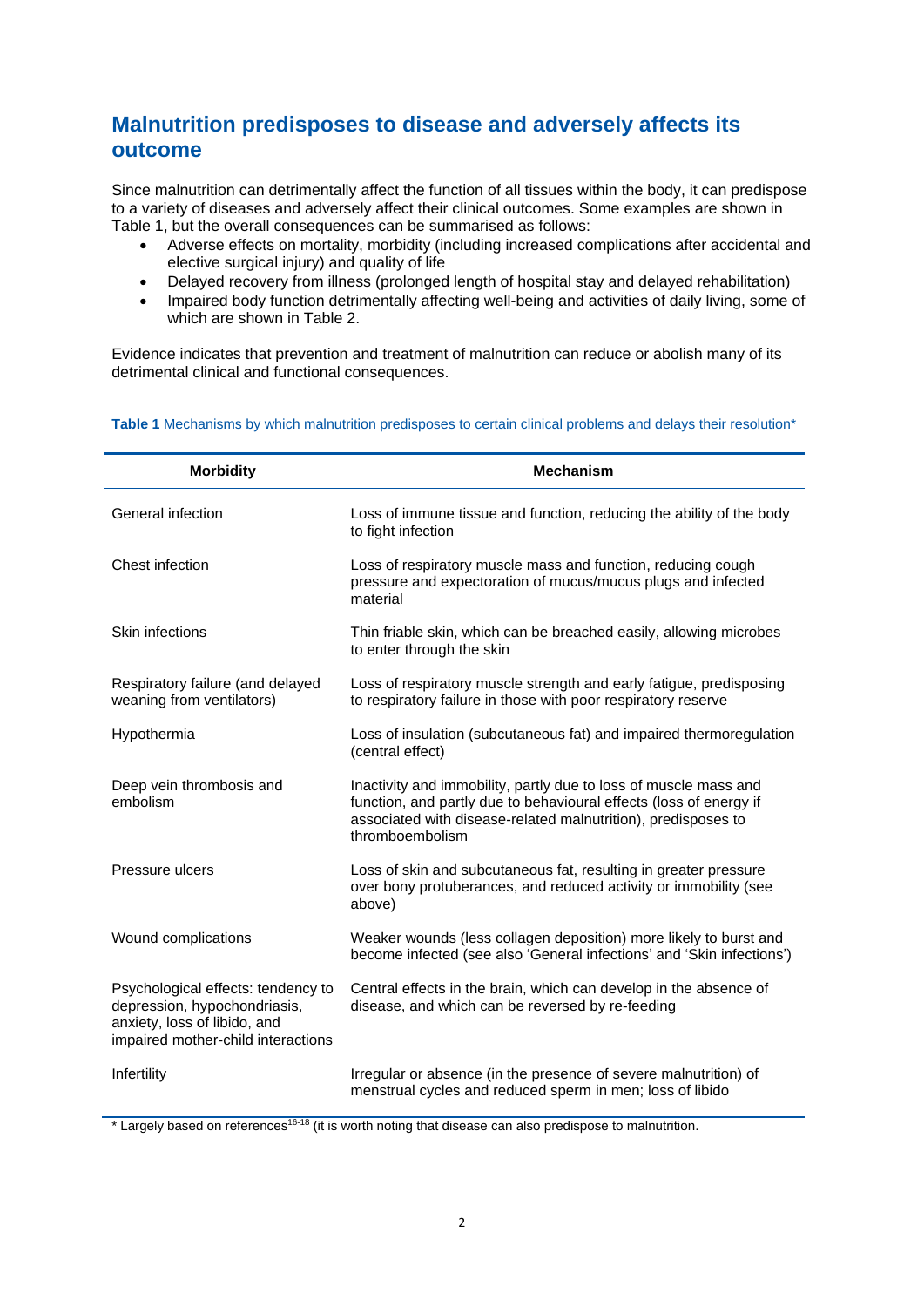## Malnutrition predisposes to disease and adversely affects its outcome

Since malnutrition can detrimentally affect the function of all tissues within the body, it can predispose to a variety of diseases and adversely affect their clinical outcomes. Some examples are shown in Table 1, but the overall consequences can be summarised as follows:

- Adverse effects on mortality, morbidity (including increased complications after accidental and elective surgical injury) and quality of life
- Delayed recovery from illness (prolonged length of hospital stay and delayed rehabilitation)
- Impaired body function detrimentally affecting well-being and activities of daily living, some of which are shown in Table 2.

Evidence indicates that prevention and treatment of malnutrition can reduce or abolish many of its detrimental clinical and functional consequences.

**Table 1** Mechanisms by which malnutrition predisposes to certain clinical problems and delays their resolution*

| Morbidity | Mechanism |
|---|---|
| General infection | Loss of immune tissue and function, reducing the ability of the body to fight infection |
| Chest infection | Loss of respiratory muscle mass and function, reducing cough pressure and expectoration of mucus/mucus plugs and infected material |
| Skin infections | Thin friable skin, which can be breached easily, allowing microbes to enter through the skin |
| Respiratory failure (and delayed weaning from ventilators) | Loss of respiratory muscle strength and early fatigue, predisposing to respiratory failure in those with poor respiratory reserve |
| Hypothermia | Loss of insulation (subcutaneous fat) and impaired thermoregulation (central effect) |
| Deep vein thrombosis and embolism | Inactivity and immobility, partly due to loss of muscle mass and function, and partly due to behavioural effects (loss of energy if associated with disease-related malnutrition), predisposes to thromboembolism |
| Pressure ulcers | Loss of skin and subcutaneous fat, resulting in greater pressure over bony protuberances, and reduced activity or immobility (see above) |
| Wound complications | Weaker wounds (less collagen deposition) more likely to burst and become infected (see also 'General infections' and 'Skin infections') |
| Psychological effects: tendency to depression, hypochondriasis, anxiety, loss of libido, and impaired mother-child interactions | Central effects in the brain, which can develop in the absence of disease, and which can be reversed by re-feeding |
| Infertility | Irregular or absence (in the presence of severe malnutrition) of menstrual cycles and reduced sperm in men; loss of libido |

* Largely based on references[16-18] (it is worth noting that disease can also predispose to malnutrition.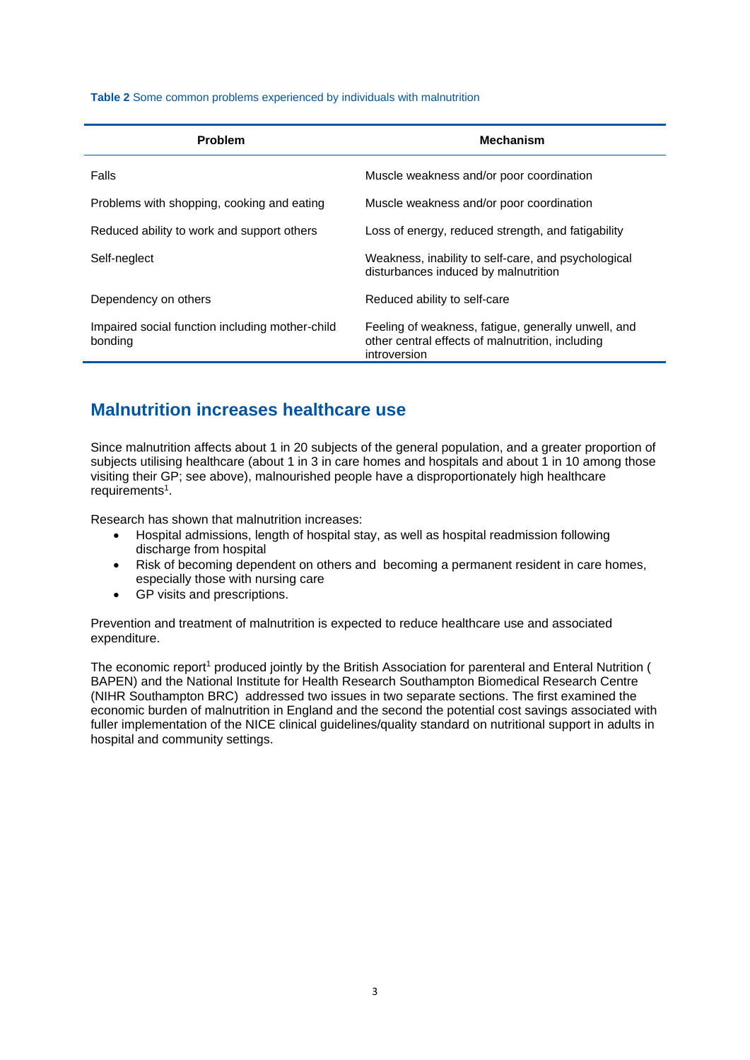**Table 2** Some common problems experienced by individuals with malnutrition

| Problem | Mechanism |
|---|---|
| Falls | Muscle weakness and/or poor coordination |
| Problems with shopping, cooking and eating | Muscle weakness and/or poor coordination |
| Reduced ability to work and support others | Loss of energy, reduced strength, and fatigability |
| Self-neglect | Weakness, inability to self-care, and psychological disturbances induced by malnutrition |
| Dependency on others | Reduced ability to self-care |
| Impaired social function including mother-child bonding | Feeling of weakness, fatigue, generally unwell, and other central effects of malnutrition, including introversion |

## Malnutrition increases healthcare use

Since malnutrition affects about 1 in 20 subjects of the general population, and a greater proportion of subjects utilising healthcare (about 1 in 3 in care homes and hospitals and about 1 in 10 among those visiting their GP; see above), malnourished people have a disproportionately high healthcare requirements[1].

Research has shown that malnutrition increases:

- Hospital admissions, length of hospital stay, as well as hospital readmission following discharge from hospital
- Risk of becoming dependent on others and becoming a permanent resident in care homes, especially those with nursing care
- GP visits and prescriptions.

Prevention and treatment of malnutrition is expected to reduce healthcare use and associated expenditure.

The economic report[1] produced jointly by the British Association for parenteral and Enteral Nutrition ( BAPEN) and the National Institute for Health Research Southampton Biomedical Research Centre (NIHR Southampton BRC) addressed two issues in two separate sections. The first examined the economic burden of malnutrition in England and the second the potential cost savings associated with fuller implementation of the NICE clinical guidelines/quality standard on nutritional support in adults in hospital and community settings.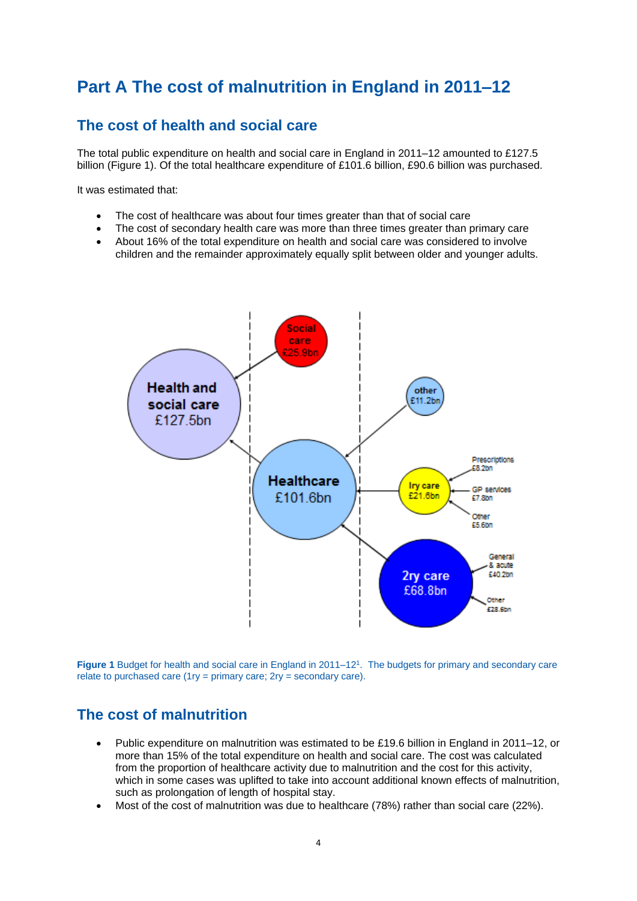# Part A The cost of malnutrition in England in 2011–12

## The cost of health and social care

The total public expenditure on health and social care in England in 2011–12 amounted to £127.5 billion (Figure 1). Of the total healthcare expenditure of £101.6 billion, £90.6 billion was purchased.

It was estimated that:

- The cost of healthcare was about four times greater than that of social care
- The cost of secondary health care was more than three times greater than primary care
- About 16% of the total expenditure on health and social care was considered to involve children and the remainder approximately equally split between older and younger adults.

**Figure 1** Budget for health and social care in England in 2011–12[1]. The budgets for primary and secondary care relate to purchased care (1ry = primary care; 2ry = secondary care).

## The cost of malnutrition

- Public expenditure on malnutrition was estimated to be £19.6 billion in England in 2011–12, or more than 15% of the total expenditure on health and social care. The cost was calculated from the proportion of healthcare activity due to malnutrition and the cost for this activity, which in some cases was uplifted to take into account additional known effects of malnutrition, such as prolongation of length of hospital stay.
- Most of the cost of malnutrition was due to healthcare (78%) rather than social care (22%).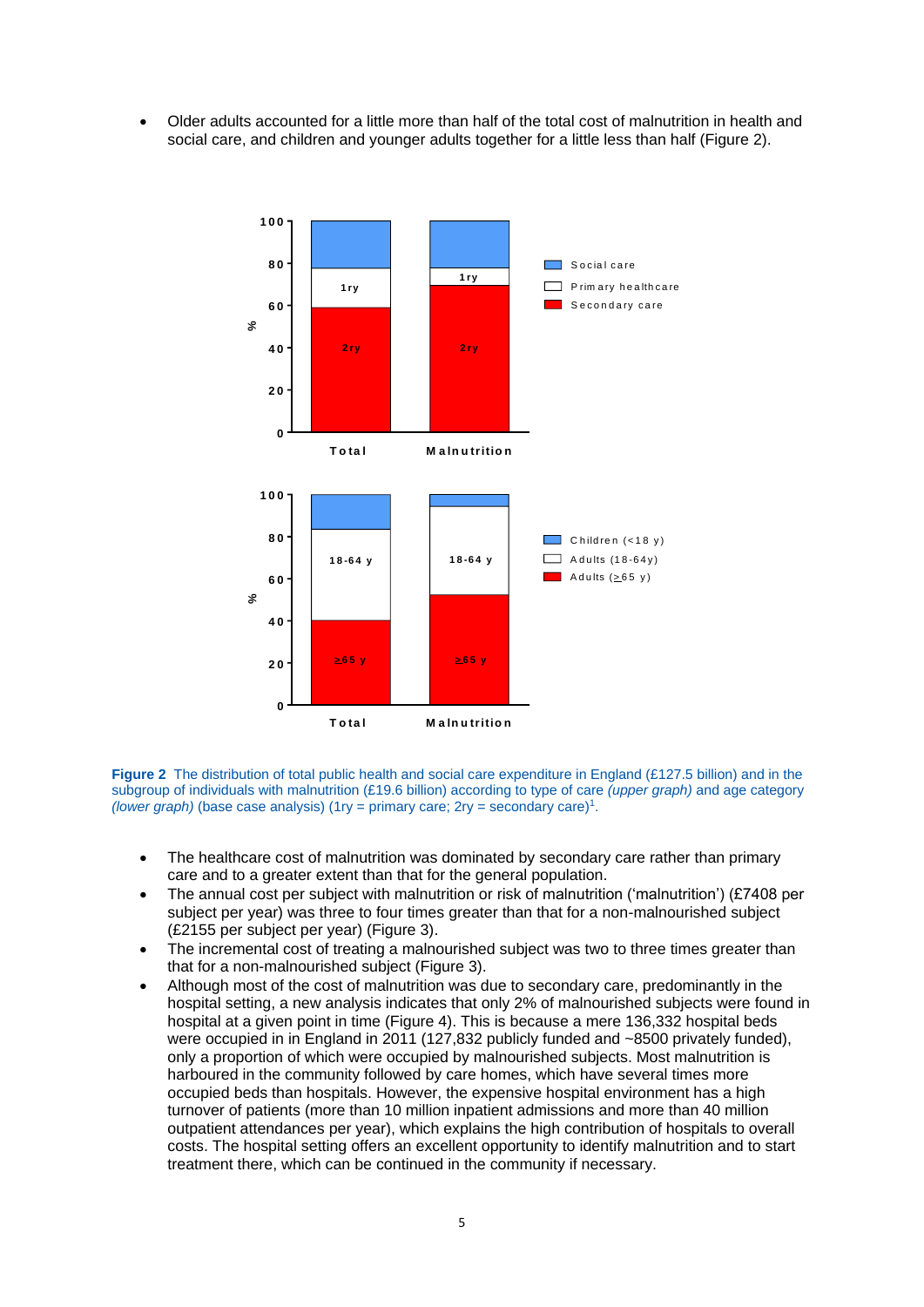- Older adults accounted for a little more than half of the total cost of malnutrition in health and social care, and children and younger adults together for a little less than half (Figure 2).

**Figure 2** The distribution of total public health and social care expenditure in England (£127.5 billion) and in the subgroup of individuals with malnutrition (£19.6 billion) according to type of care *(upper graph)* and age category *(lower graph)* (base case analysis) (1ry = primary care; 2ry = secondary care)[1].

- The healthcare cost of malnutrition was dominated by secondary care rather than primary care and to a greater extent than that for the general population.
- The annual cost per subject with malnutrition or risk of malnutrition ('malnutrition') (£7408 per subject per year) was three to four times greater than that for a non-malnourished subject (£2155 per subject per year) (Figure 3).
- The incremental cost of treating a malnourished subject was two to three times greater than that for a non-malnourished subject (Figure 3).
- Although most of the cost of malnutrition was due to secondary care, predominantly in the hospital setting, a new analysis indicates that only 2% of malnourished subjects were found in hospital at a given point in time (Figure 4). This is because a mere 136,332 hospital beds were occupied in in England in 2011 (127,832 publicly funded and ~8500 privately funded), only a proportion of which were occupied by malnourished subjects. Most malnutrition is harboured in the community followed by care homes, which have several times more occupied beds than hospitals. However, the expensive hospital environment has a high turnover of patients (more than 10 million inpatient admissions and more than 40 million outpatient attendances per year), which explains the high contribution of hospitals to overall costs. The hospital setting offers an excellent opportunity to identify malnutrition and to start treatment there, which can be continued in the community if necessary.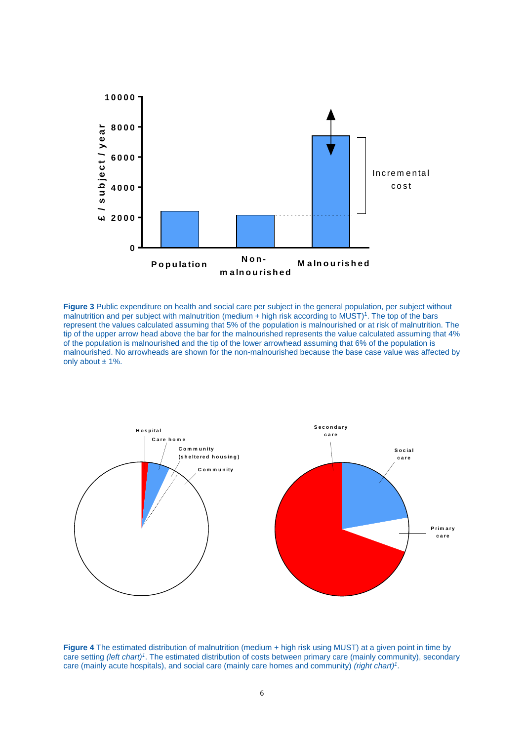**Figure 3** Public expenditure on health and social care per subject in the general population, per subject without malnutrition and per subject with malnutrition (medium + high risk according to MUST)[1]. The top of the bars represent the values calculated assuming that 5% of the population is malnourished or at risk of malnutrition. The tip of the upper arrow head above the bar for the malnourished represents the value calculated assuming that 4% of the population is malnourished and the tip of the lower arrowhead assuming that 6% of the population is malnourished. No arrowheads are shown for the non-malnourished because the base case value was affected by only about ± 1%.

**Figure 4** The estimated distribution of malnutrition (medium + high risk using MUST) at a given point in time by care setting *(left chart)*[1]. The estimated distribution of costs between primary care (mainly community), secondary care (mainly acute hospitals), and social care (mainly care homes and community) *(right chart)*[1].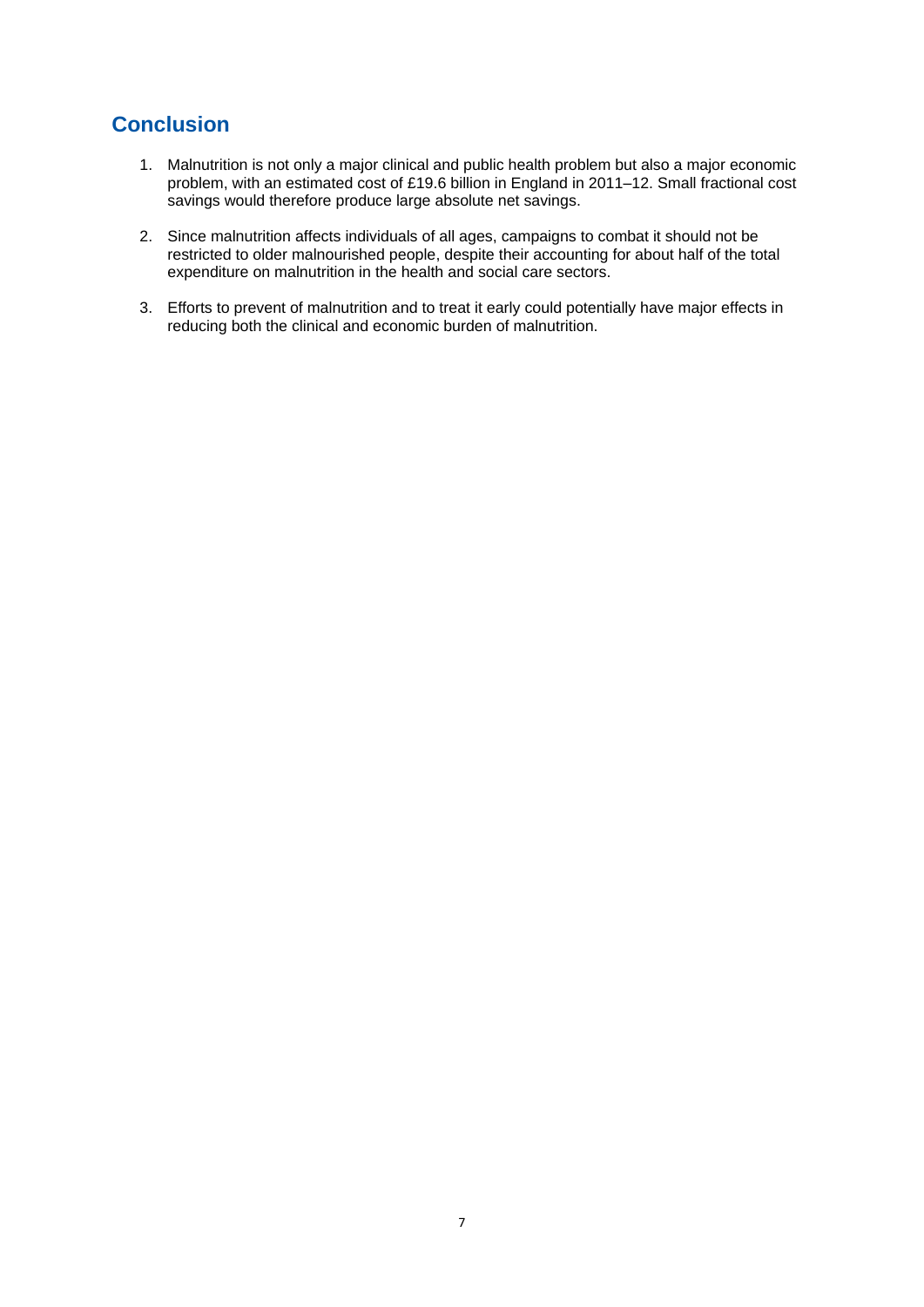## Conclusion

1. Malnutrition is not only a major clinical and public health problem but also a major economic problem, with an estimated cost of £19.6 billion in England in 2011–12. Small fractional cost savings would therefore produce large absolute net savings.

2. Since malnutrition affects individuals of all ages, campaigns to combat it should not be restricted to older malnourished people, despite their accounting for about half of the total expenditure on malnutrition in the health and social care sectors.

3. Efforts to prevent of malnutrition and to treat it early could potentially have major effects in reducing both the clinical and economic burden of malnutrition.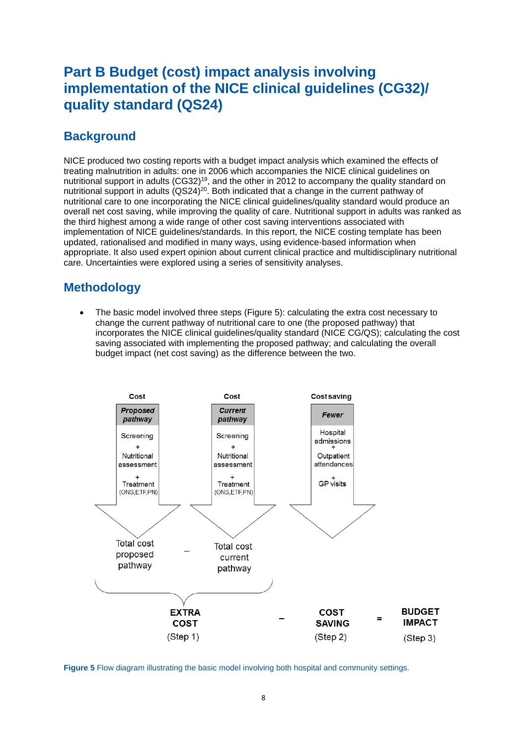# Part B Budget (cost) impact analysis involving implementation of the NICE clinical guidelines (CG32)/ quality standard (QS24)

## Background

NICE produced two costing reports with a budget impact analysis which examined the effects of treating malnutrition in adults: one in 2006 which accompanies the NICE clinical guidelines on nutritional support in adults (CG32)[19], and the other in 2012 to accompany the quality standard on nutritional support in adults (QS24)[20]. Both indicated that a change in the current pathway of nutritional care to one incorporating the NICE clinical guidelines/quality standard would produce an overall net cost saving, while improving the quality of care. Nutritional support in adults was ranked as the third highest among a wide range of other cost saving interventions associated with implementation of NICE guidelines/standards. In this report, the NICE costing template has been updated, rationalised and modified in many ways, using evidence-based information when appropriate. It also used expert opinion about current clinical practice and multidisciplinary nutritional care. Uncertainties were explored using a series of sensitivity analyses.

## Methodology

- The basic model involved three steps (Figure 5): calculating the extra cost necessary to change the current pathway of nutritional care to one (the proposed pathway) that incorporates the NICE clinical guidelines/quality standard (NICE CG/QS); calculating the cost saving associated with implementing the proposed pathway; and calculating the overall budget impact (net cost saving) as the difference between the two.

| Cost | Cost | Cost saving |
|---|---|---|
| *Proposed pathway* | *Current pathway* | *Fewer* |
| Screening + Nutritional assessment + Treatment (ONS,ETF,PN) | Screening + Nutritional assessment + Treatment (ONS,ETF,PN) | Hospital admissions + Outpatient attendances + GP visits |
| Total cost proposed pathway − | Total cost current pathway | |

**EXTRA COST** (Step 1) − **COST SAVING** (Step 2) = **BUDGET IMPACT** (Step 3)

**Figure 5** Flow diagram illustrating the basic model involving both hospital and community settings.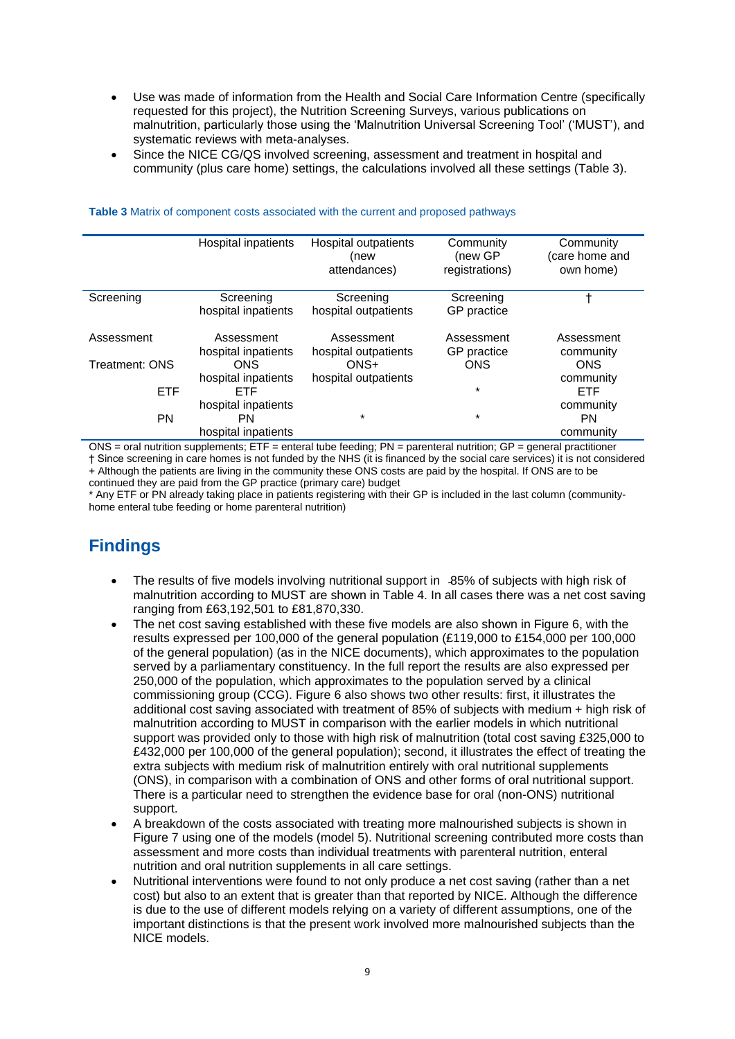- Use was made of information from the Health and Social Care Information Centre (specifically requested for this project), the Nutrition Screening Surveys, various publications on malnutrition, particularly those using the 'Malnutrition Universal Screening Tool' ('MUST'), and systematic reviews with meta-analyses.
- Since the NICE CG/QS involved screening, assessment and treatment in hospital and community (plus care home) settings, the calculations involved all these settings (Table 3).

**Table 3** Matrix of component costs associated with the current and proposed pathways

| | Hospital inpatients | Hospital outpatients (new attendances) | Community (new GP registrations) | Community (care home and own home) |
|---|---|---|---|---|
| Screening | Screening hospital inpatients | Screening hospital outpatients | Screening GP practice | † |
| Assessment | Assessment hospital inpatients | Assessment hospital outpatients | Assessment GP practice | Assessment community |
| Treatment: ONS | ONS hospital inpatients | ONS+ hospital outpatients | ONS | ONS community |
| ETF | ETF hospital inpatients | | * | ETF community |
| PN | PN hospital inpatients | * | * | PN community |

ONS = oral nutrition supplements; ETF = enteral tube feeding; PN = parenteral nutrition; GP = general practitioner
† Since screening in care homes is not funded by the NHS (it is financed by the social care services) it is not considered
+ Although the patients are living in the community these ONS costs are paid by the hospital. If ONS are to be continued they are paid from the GP practice (primary care) budget
* Any ETF or PN already taking place in patients registering with their GP is included in the last column (community-home enteral tube feeding or home parenteral nutrition)

## Findings

- The results of five models involving nutritional support in 85% of subjects with high risk of malnutrition according to MUST are shown in Table 4. In all cases there was a net cost saving ranging from £63,192,501 to £81,870,330.
- The net cost saving established with these five models are also shown in Figure 6, with the results expressed per 100,000 of the general population (£119,000 to £154,000 per 100,000 of the general population) (as in the NICE documents), which approximates to the population served by a parliamentary constituency. In the full report the results are also expressed per 250,000 of the population, which approximates to the population served by a clinical commissioning group (CCG). Figure 6 also shows two other results: first, it illustrates the additional cost saving associated with treatment of 85% of subjects with medium + high risk of malnutrition according to MUST in comparison with the earlier models in which nutritional support was provided only to those with high risk of malnutrition (total cost saving £325,000 to £432,000 per 100,000 of the general population); second, it illustrates the effect of treating the extra subjects with medium risk of malnutrition entirely with oral nutritional supplements (ONS), in comparison with a combination of ONS and other forms of oral nutritional support. There is a particular need to strengthen the evidence base for oral (non-ONS) nutritional support.
- A breakdown of the costs associated with treating more malnourished subjects is shown in Figure 7 using one of the models (model 5). Nutritional screening contributed more costs than assessment and more costs than individual treatments with parenteral nutrition, enteral nutrition and oral nutrition supplements in all care settings.
- Nutritional interventions were found to not only produce a net cost saving (rather than a net cost) but also to an extent that is greater than that reported by NICE. Although the difference is due to the use of different models relying on a variety of different assumptions, one of the important distinctions is that the present work involved more malnourished subjects than the NICE models.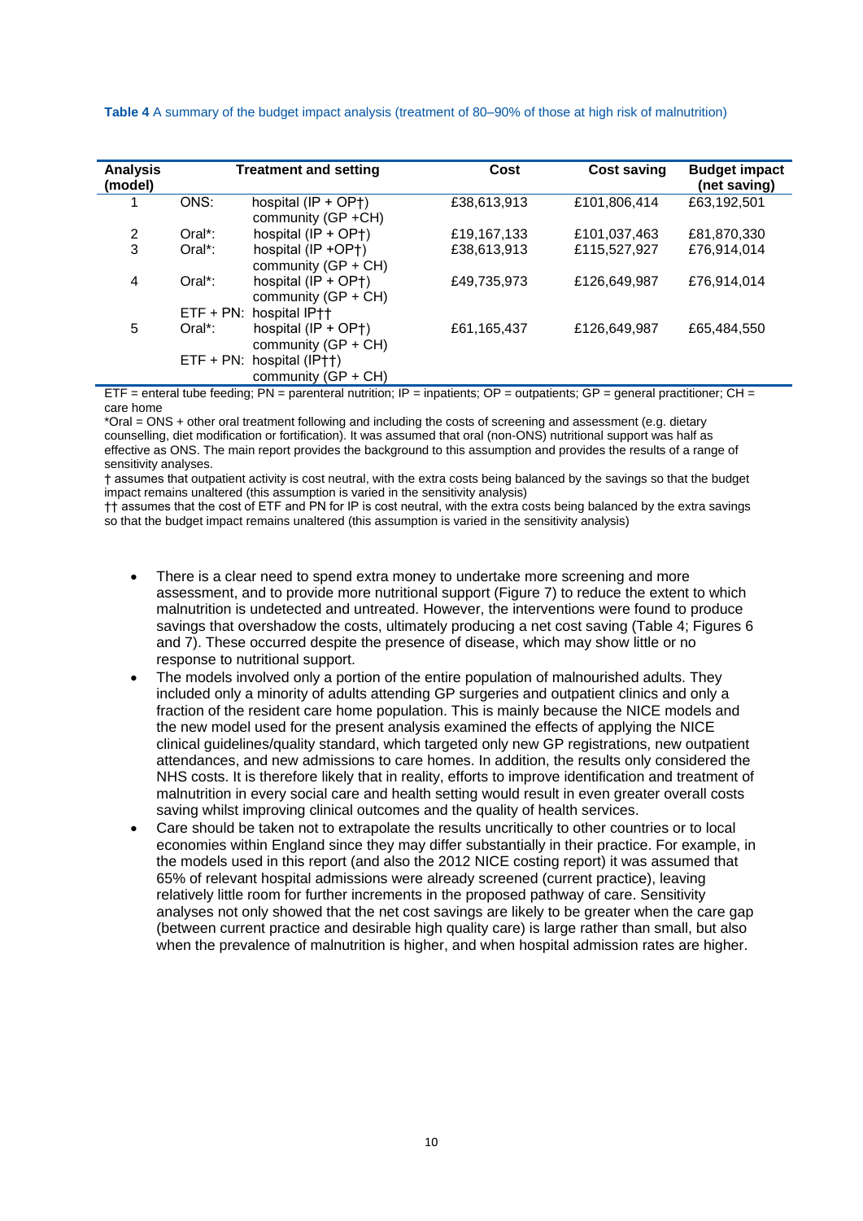**Table 4** A summary of the budget impact analysis (treatment of 80–90% of those at high risk of malnutrition)

| Analysis (model) | Treatment and setting | Cost | Cost saving | Budget impact (net saving) |
|---|---|---|---|---|
| 1 | ONS: hospital (IP + OP†) community (GP +CH) | £38,613,913 | £101,806,414 | £63,192,501 |
| 2 | Oral*: hospital (IP + OP†) | £19,167,133 | £101,037,463 | £81,870,330 |
| 3 | Oral*: hospital (IP +OP†) community (GP + CH) | £38,613,913 | £115,527,927 | £76,914,014 |
| 4 | Oral*: hospital (IP + OP†) community (GP + CH); ETF + PN: hospital IP†† | £49,735,973 | £126,649,987 | £76,914,014 |
| 5 | Oral*: hospital (IP + OP†) community (GP + CH); ETF + PN: hospital (IP††) community (GP + CH) | £61,165,437 | £126,649,987 | £65,484,550 |

ETF = enteral tube feeding; PN = parenteral nutrition; IP = inpatients; OP = outpatients; GP = general practitioner; CH = care home

*Oral = ONS + other oral treatment following and including the costs of screening and assessment (e.g. dietary counselling, diet modification or fortification). It was assumed that oral (non-ONS) nutritional support was half as effective as ONS. The main report provides the background to this assumption and provides the results of a range of sensitivity analyses.

† assumes that outpatient activity is cost neutral, with the extra costs being balanced by the savings so that the budget impact remains unaltered (this assumption is varied in the sensitivity analysis)

†† assumes that the cost of ETF and PN for IP is cost neutral, with the extra costs being balanced by the extra savings so that the budget impact remains unaltered (this assumption is varied in the sensitivity analysis)

- There is a clear need to spend extra money to undertake more screening and more assessment, and to provide more nutritional support (Figure 7) to reduce the extent to which malnutrition is undetected and untreated. However, the interventions were found to produce savings that overshadow the costs, ultimately producing a net cost saving (Table 4; Figures 6 and 7). These occurred despite the presence of disease, which may show little or no response to nutritional support.
- The models involved only a portion of the entire population of malnourished adults. They included only a minority of adults attending GP surgeries and outpatient clinics and only a fraction of the resident care home population. This is mainly because the NICE models and the new model used for the present analysis examined the effects of applying the NICE clinical guidelines/quality standard, which targeted only new GP registrations, new outpatient attendances, and new admissions to care homes. In addition, the results only considered the NHS costs. It is therefore likely that in reality, efforts to improve identification and treatment of malnutrition in every social care and health setting would result in even greater overall costs saving whilst improving clinical outcomes and the quality of health services.
- Care should be taken not to extrapolate the results uncritically to other countries or to local economies within England since they may differ substantially in their practice. For example, in the models used in this report (and also the 2012 NICE costing report) it was assumed that 65% of relevant hospital admissions were already screened (current practice), leaving relatively little room for further increments in the proposed pathway of care. Sensitivity analyses not only showed that the net cost savings are likely to be greater when the care gap (between current practice and desirable high quality care) is large rather than small, but also when the prevalence of malnutrition is higher, and when hospital admission rates are higher.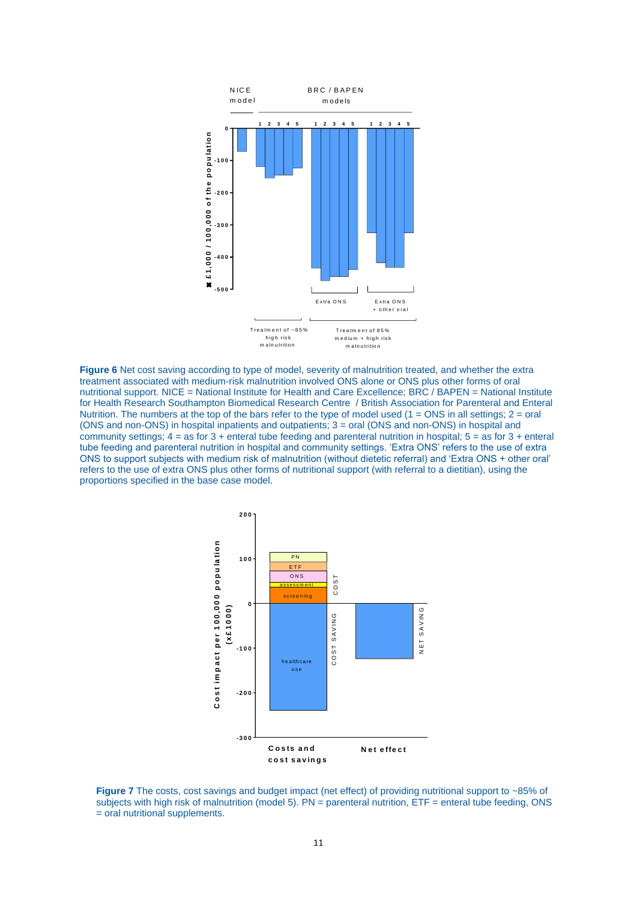**Figure 6** Net cost saving according to type of model, severity of malnutrition treated, and whether the extra treatment associated with medium-risk malnutrition involved ONS alone or ONS plus other forms of oral nutritional support. NICE = National Institute for Health and Care Excellence; BRC / BAPEN = National Institute for Health Research Southampton Biomedical Research Centre / British Association for Parenteral and Enteral Nutrition. The numbers at the top of the bars refer to the type of model used (1 = ONS in all settings; 2 = oral (ONS and non-ONS) in hospital inpatients and outpatients; 3 = oral (ONS and non-ONS) in hospital and community settings; 4 = as for 3 + enteral tube feeding and parenteral nutrition in hospital; 5 = as for 3 + enteral tube feeding and parenteral nutrition in hospital and community settings. 'Extra ONS' refers to the use of extra ONS to support subjects with medium risk of malnutrition (without dietetic referral) and 'Extra ONS + other oral' refers to the use of extra ONS plus other forms of nutritional support (with referral to a dietitian), using the proportions specified in the base case model.

**Figure 7** The costs, cost savings and budget impact (net effect) of providing nutritional support to ~85% of subjects with high risk of malnutrition (model 5). PN = parenteral nutrition, ETF = enteral tube feeding, ONS = oral nutritional supplements.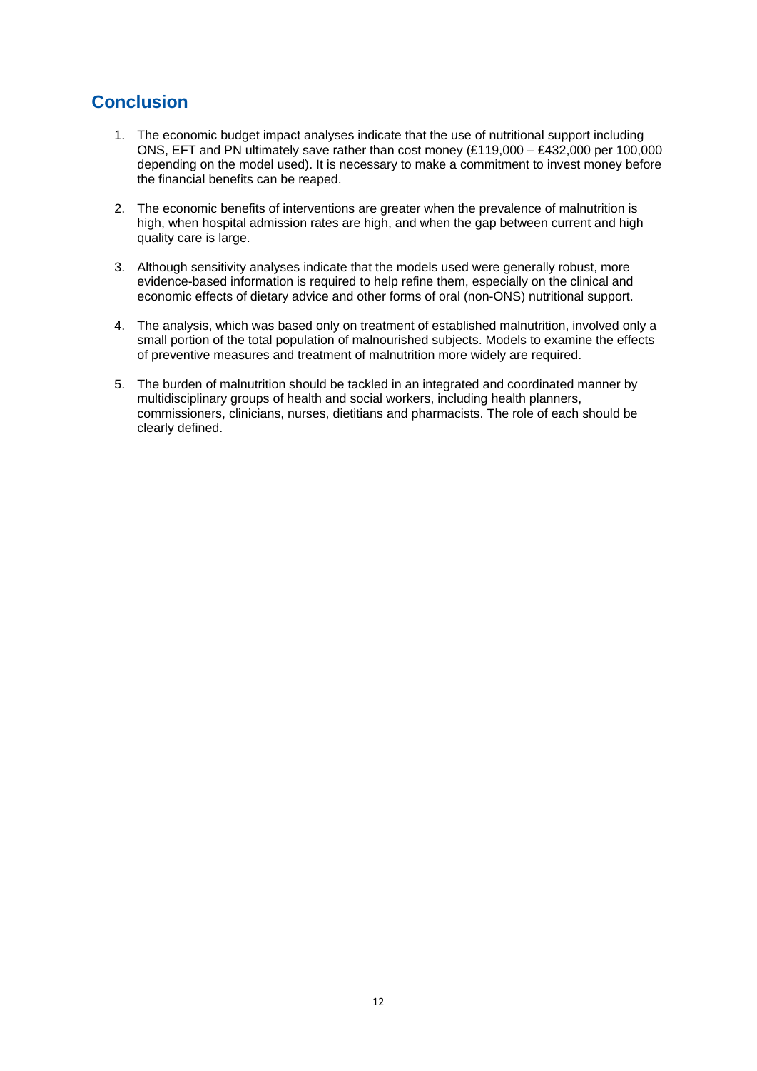## Conclusion

1. The economic budget impact analyses indicate that the use of nutritional support including ONS, EFT and PN ultimately save rather than cost money (£119,000 – £432,000 per 100,000 depending on the model used). It is necessary to make a commitment to invest money before the financial benefits can be reaped.

2. The economic benefits of interventions are greater when the prevalence of malnutrition is high, when hospital admission rates are high, and when the gap between current and high quality care is large.

3. Although sensitivity analyses indicate that the models used were generally robust, more evidence-based information is required to help refine them, especially on the clinical and economic effects of dietary advice and other forms of oral (non-ONS) nutritional support.

4. The analysis, which was based only on treatment of established malnutrition, involved only a small portion of the total population of malnourished subjects. Models to examine the effects of preventive measures and treatment of malnutrition more widely are required.

5. The burden of malnutrition should be tackled in an integrated and coordinated manner by multidisciplinary groups of health and social workers, including health planners, commissioners, clinicians, nurses, dietitians and pharmacists. The role of each should be clearly defined.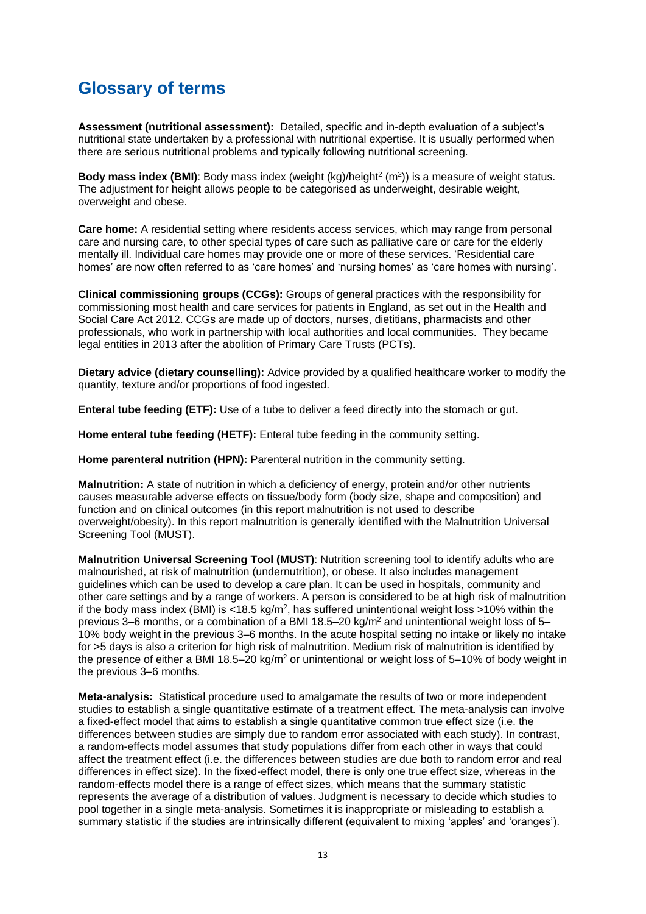# Glossary of terms

**Assessment (nutritional assessment):** Detailed, specific and in-depth evaluation of a subject's nutritional state undertaken by a professional with nutritional expertise. It is usually performed when there are serious nutritional problems and typically following nutritional screening.

**Body mass index (BMI)**: Body mass index (weight (kg)/height$^2$ (m$^2$)) is a measure of weight status. The adjustment for height allows people to be categorised as underweight, desirable weight, overweight and obese.

**Care home:** A residential setting where residents access services, which may range from personal care and nursing care, to other special types of care such as palliative care or care for the elderly mentally ill. Individual care homes may provide one or more of these services. 'Residential care homes' are now often referred to as 'care homes' and 'nursing homes' as 'care homes with nursing'.

**Clinical commissioning groups (CCGs):** Groups of general practices with the responsibility for commissioning most health and care services for patients in England, as set out in the Health and Social Care Act 2012. CCGs are made up of doctors, nurses, dietitians, pharmacists and other professionals, who work in partnership with local authorities and local communities. They became legal entities in 2013 after the abolition of Primary Care Trusts (PCTs).

**Dietary advice (dietary counselling):** Advice provided by a qualified healthcare worker to modify the quantity, texture and/or proportions of food ingested.

**Enteral tube feeding (ETF):** Use of a tube to deliver a feed directly into the stomach or gut.

**Home enteral tube feeding (HETF):** Enteral tube feeding in the community setting.

**Home parenteral nutrition (HPN):** Parenteral nutrition in the community setting.

**Malnutrition:** A state of nutrition in which a deficiency of energy, protein and/or other nutrients causes measurable adverse effects on tissue/body form (body size, shape and composition) and function and on clinical outcomes (in this report malnutrition is not used to describe overweight/obesity). In this report malnutrition is generally identified with the Malnutrition Universal Screening Tool (MUST).

**Malnutrition Universal Screening Tool (MUST)**: Nutrition screening tool to identify adults who are malnourished, at risk of malnutrition (undernutrition), or obese. It also includes management guidelines which can be used to develop a care plan. It can be used in hospitals, community and other care settings and by a range of workers. A person is considered to be at high risk of malnutrition if the body mass index (BMI) is <18.5 kg/m$^2$, has suffered unintentional weight loss >10% within the previous 3–6 months, or a combination of a BMI 18.5–20 kg/m$^2$ and unintentional weight loss of 5–10% body weight in the previous 3–6 months. In the acute hospital setting no intake or likely no intake for >5 days is also a criterion for high risk of malnutrition. Medium risk of malnutrition is identified by the presence of either a BMI 18.5–20 kg/m$^2$ or unintentional or weight loss of 5–10% of body weight in the previous 3–6 months.

**Meta-analysis:** Statistical procedure used to amalgamate the results of two or more independent studies to establish a single quantitative estimate of a treatment effect. The meta-analysis can involve a fixed-effect model that aims to establish a single quantitative common true effect size (i.e. the differences between studies are simply due to random error associated with each study). In contrast, a random-effects model assumes that study populations differ from each other in ways that could affect the treatment effect (i.e. the differences between studies are due both to random error and real differences in effect size). In the fixed-effect model, there is only one true effect size, whereas in the random-effects model there is a range of effect sizes, which means that the summary statistic represents the average of a distribution of values. Judgment is necessary to decide which studies to pool together in a single meta-analysis. Sometimes it is inappropriate or misleading to establish a summary statistic if the studies are intrinsically different (equivalent to mixing 'apples' and 'oranges').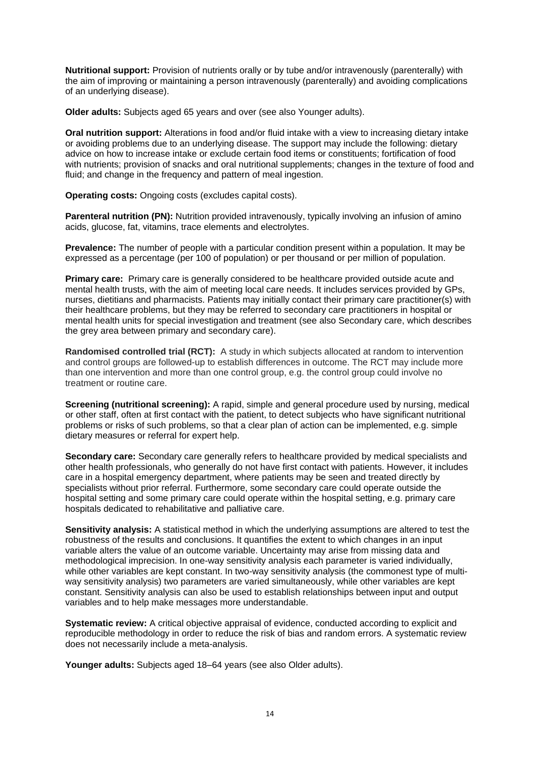**Nutritional support:** Provision of nutrients orally or by tube and/or intravenously (parenterally) with the aim of improving or maintaining a person intravenously (parenterally) and avoiding complications of an underlying disease).

**Older adults:** Subjects aged 65 years and over (see also Younger adults).

**Oral nutrition support:** Alterations in food and/or fluid intake with a view to increasing dietary intake or avoiding problems due to an underlying disease. The support may include the following: dietary advice on how to increase intake or exclude certain food items or constituents; fortification of food with nutrients; provision of snacks and oral nutritional supplements; changes in the texture of food and fluid; and change in the frequency and pattern of meal ingestion.

**Operating costs:** Ongoing costs (excludes capital costs).

**Parenteral nutrition (PN):** Nutrition provided intravenously, typically involving an infusion of amino acids, glucose, fat, vitamins, trace elements and electrolytes.

**Prevalence:** The number of people with a particular condition present within a population. It may be expressed as a percentage (per 100 of population) or per thousand or per million of population.

**Primary care:** Primary care is generally considered to be healthcare provided outside acute and mental health trusts, with the aim of meeting local care needs. It includes services provided by GPs, nurses, dietitians and pharmacists. Patients may initially contact their primary care practitioner(s) with their healthcare problems, but they may be referred to secondary care practitioners in hospital or mental health units for special investigation and treatment (see also Secondary care, which describes the grey area between primary and secondary care).

**Randomised controlled trial (RCT):** A study in which subjects allocated at random to intervention and control groups are followed-up to establish differences in outcome. The RCT may include more than one intervention and more than one control group, e.g. the control group could involve no treatment or routine care.

**Screening (nutritional screening):** A rapid, simple and general procedure used by nursing, medical or other staff, often at first contact with the patient, to detect subjects who have significant nutritional problems or risks of such problems, so that a clear plan of action can be implemented, e.g. simple dietary measures or referral for expert help.

**Secondary care:** Secondary care generally refers to healthcare provided by medical specialists and other health professionals, who generally do not have first contact with patients. However, it includes care in a hospital emergency department, where patients may be seen and treated directly by specialists without prior referral. Furthermore, some secondary care could operate outside the hospital setting and some primary care could operate within the hospital setting, e.g. primary care hospitals dedicated to rehabilitative and palliative care.

**Sensitivity analysis:** A statistical method in which the underlying assumptions are altered to test the robustness of the results and conclusions. It quantifies the extent to which changes in an input variable alters the value of an outcome variable. Uncertainty may arise from missing data and methodological imprecision. In one-way sensitivity analysis each parameter is varied individually, while other variables are kept constant. In two-way sensitivity analysis (the commonest type of multi-way sensitivity analysis) two parameters are varied simultaneously, while other variables are kept constant. Sensitivity analysis can also be used to establish relationships between input and output variables and to help make messages more understandable.

**Systematic review:** A critical objective appraisal of evidence, conducted according to explicit and reproducible methodology in order to reduce the risk of bias and random errors. A systematic review does not necessarily include a meta-analysis.

**Younger adults:** Subjects aged 18–64 years (see also Older adults).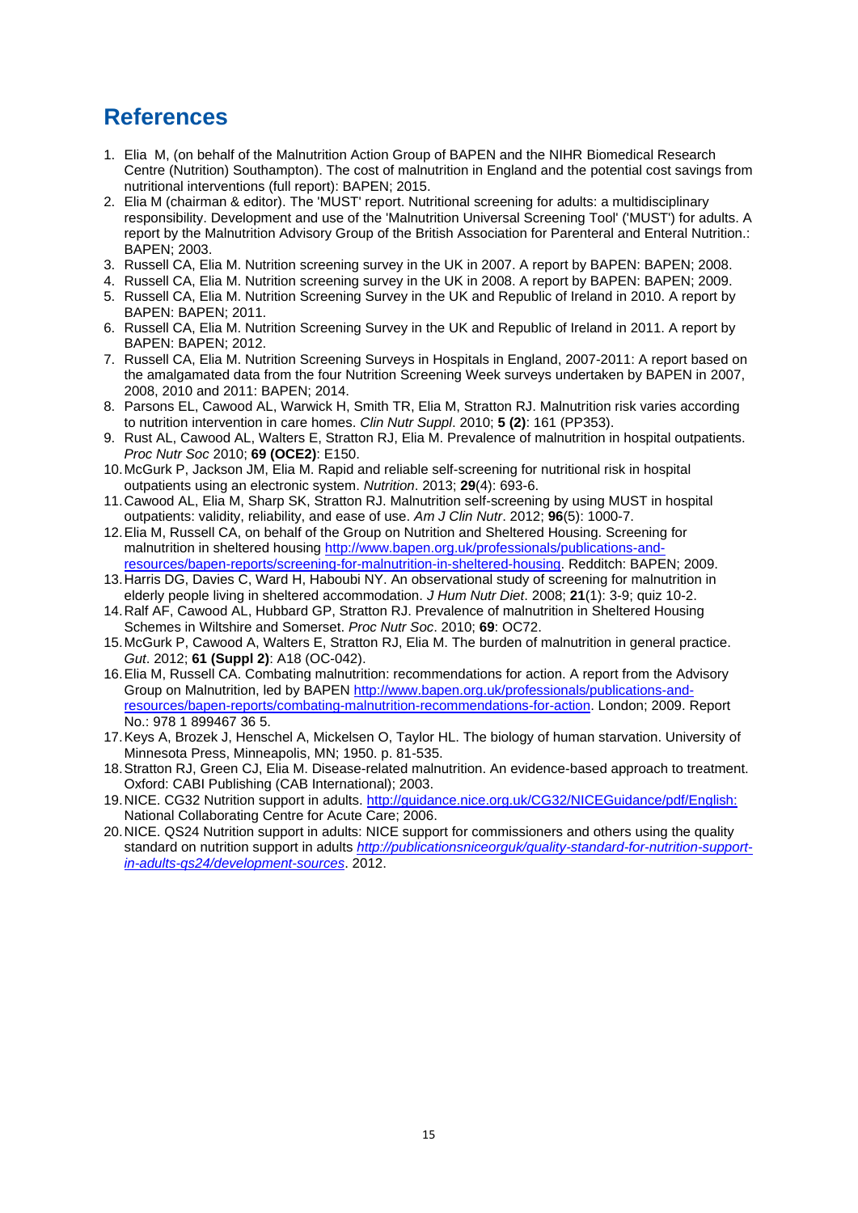## References

1. Elia M, (on behalf of the Malnutrition Action Group of BAPEN and the NIHR Biomedical Research Centre (Nutrition) Southampton). The cost of malnutrition in England and the potential cost savings from nutritional interventions (full report): BAPEN; 2015.
2. Elia M (chairman & editor). The 'MUST' report. Nutritional screening for adults: a multidisciplinary responsibility. Development and use of the 'Malnutrition Universal Screening Tool' ('MUST') for adults. A report by the Malnutrition Advisory Group of the British Association for Parenteral and Enteral Nutrition.: BAPEN; 2003.
3. Russell CA, Elia M. Nutrition screening survey in the UK in 2007. A report by BAPEN: BAPEN; 2008.
4. Russell CA, Elia M. Nutrition screening survey in the UK in 2008. A report by BAPEN: BAPEN; 2009.
5. Russell CA, Elia M. Nutrition Screening Survey in the UK and Republic of Ireland in 2010. A report by BAPEN: BAPEN; 2011.
6. Russell CA, Elia M. Nutrition Screening Survey in the UK and Republic of Ireland in 2011. A report by BAPEN: BAPEN; 2012.
7. Russell CA, Elia M. Nutrition Screening Surveys in Hospitals in England, 2007-2011: A report based on the amalgamated data from the four Nutrition Screening Week surveys undertaken by BAPEN in 2007, 2008, 2010 and 2011: BAPEN; 2014.
8. Parsons EL, Cawood AL, Warwick H, Smith TR, Elia M, Stratton RJ. Malnutrition risk varies according to nutrition intervention in care homes. *Clin Nutr Suppl*. 2010; **5 (2)**: 161 (PP353).
9. Rust AL, Cawood AL, Walters E, Stratton RJ, Elia M. Prevalence of malnutrition in hospital outpatients. *Proc Nutr Soc* 2010; **69 (OCE2)**: E150.
10. McGurk P, Jackson JM, Elia M. Rapid and reliable self-screening for nutritional risk in hospital outpatients using an electronic system. *Nutrition*. 2013; **29**(4): 693-6.
11. Cawood AL, Elia M, Sharp SK, Stratton RJ. Malnutrition self-screening by using MUST in hospital outpatients: validity, reliability, and ease of use. *Am J Clin Nutr*. 2012; **96**(5): 1000-7.
12. Elia M, Russell CA, on behalf of the Group on Nutrition and Sheltered Housing. Screening for malnutrition in sheltered housing http://www.bapen.org.uk/professionals/publications-and-resources/bapen-reports/screening-for-malnutrition-in-sheltered-housing. Redditch: BAPEN; 2009.
13. Harris DG, Davies C, Ward H, Haboubi NY. An observational study of screening for malnutrition in elderly people living in sheltered accommodation. *J Hum Nutr Diet*. 2008; **21**(1): 3-9; quiz 10-2.
14. Ralf AF, Cawood AL, Hubbard GP, Stratton RJ. Prevalence of malnutrition in Sheltered Housing Schemes in Wiltshire and Somerset. *Proc Nutr Soc*. 2010; **69**: OC72.
15. McGurk P, Cawood A, Walters E, Stratton RJ, Elia M. The burden of malnutrition in general practice. *Gut*. 2012; **61 (Suppl 2)**: A18 (OC-042).
16. Elia M, Russell CA. Combating malnutrition: recommendations for action. A report from the Advisory Group on Malnutrition, led by BAPEN http://www.bapen.org.uk/professionals/publications-and-resources/bapen-reports/combating-malnutrition-recommendations-for-action. London; 2009. Report No.: 978 1 899467 36 5.
17. Keys A, Brozek J, Henschel A, Mickelsen O, Taylor HL. The biology of human starvation. University of Minnesota Press, Minneapolis, MN; 1950. p. 81-535.
18. Stratton RJ, Green CJ, Elia M. Disease-related malnutrition. An evidence-based approach to treatment. Oxford: CABI Publishing (CAB International); 2003.
19. NICE. CG32 Nutrition support in adults. http://guidance.nice.org.uk/CG32/NICEGuidance/pdf/English: National Collaborating Centre for Acute Care; 2006.
20. NICE. QS24 Nutrition support in adults: NICE support for commissioners and others using the quality standard on nutrition support in adults *http://publicationsniceorguk/quality-standard-for-nutrition-support-in-adults-qs24/development-sources*. 2012.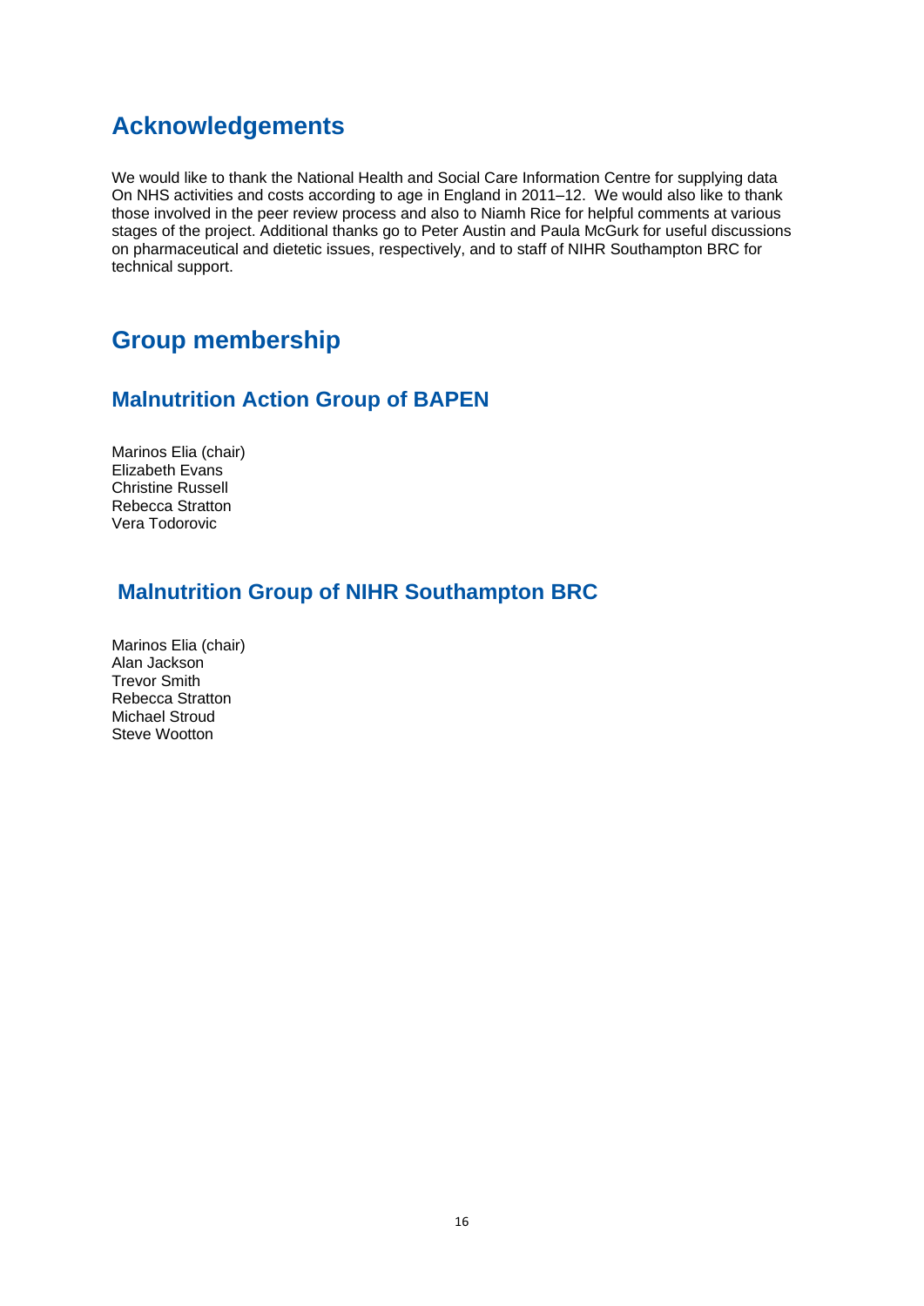# Acknowledgements

We would like to thank the National Health and Social Care Information Centre for supplying data On NHS activities and costs according to age in England in 2011–12. We would also like to thank those involved in the peer review process and also to Niamh Rice for helpful comments at various stages of the project. Additional thanks go to Peter Austin and Paula McGurk for useful discussions on pharmaceutical and dietetic issues, respectively, and to staff of NIHR Southampton BRC for technical support.

# Group membership

## Malnutrition Action Group of BAPEN

Marinos Elia (chair)
Elizabeth Evans
Christine Russell
Rebecca Stratton
Vera Todorovic

## Malnutrition Group of NIHR Southampton BRC

Marinos Elia (chair)
Alan Jackson
Trevor Smith
Rebecca Stratton
Michael Stroud
Steve Wootton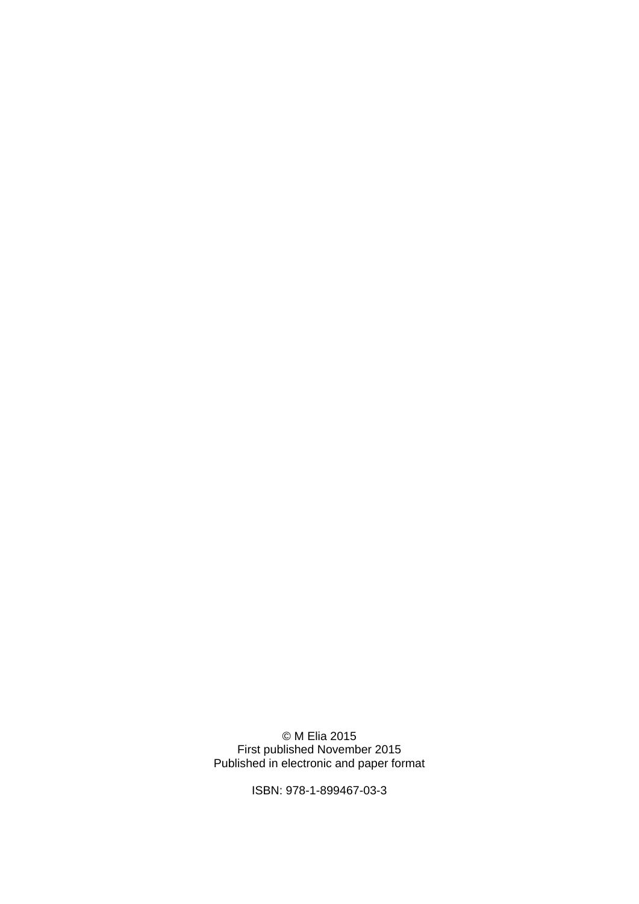© M Elia 2015
First published November 2015
Published in electronic and paper format

ISBN: 978-1-899467-03-3